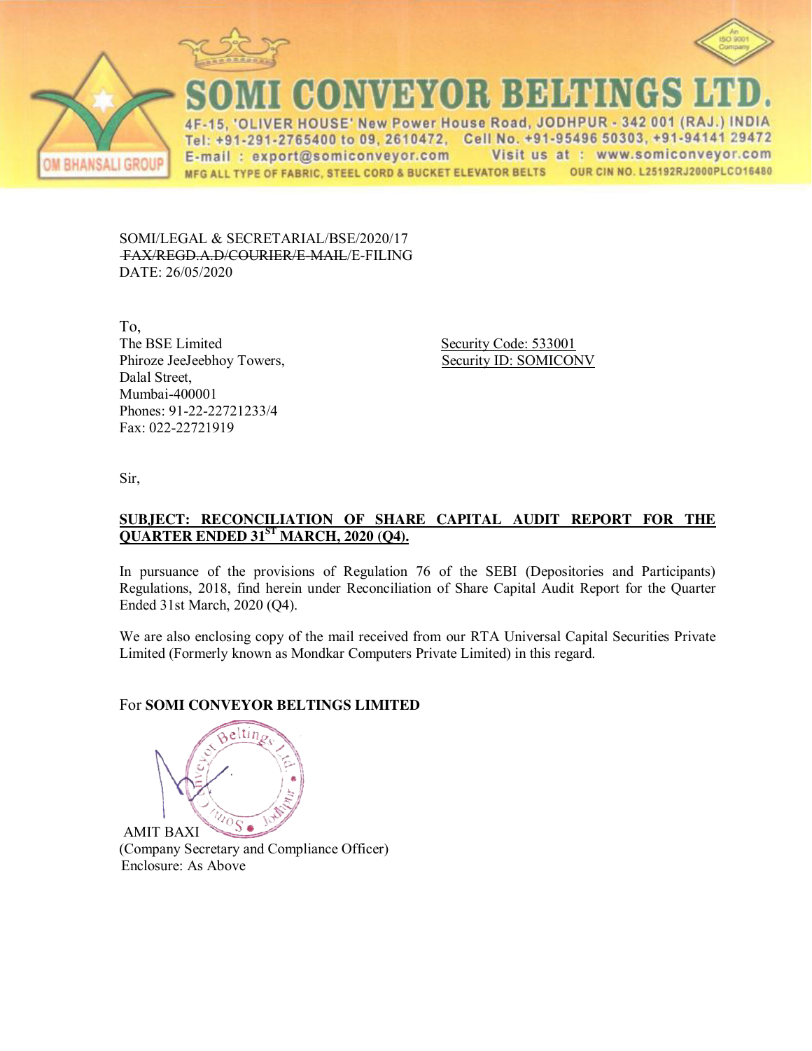# SOMI CONVEYOR BELTINGS LTD.

OM BHANSALI GROUP

4F-15, 'OLIVER HOUSE' New Power House Road, JODHPUR - 342 001 (RAJ.) INDIA
Tel: +91-291-2765400 to 09, 2610472, Cell No. +91-95496 50303, +91-94141 29472
E-mail : export@somiconveyor.com Visit us at : www.somiconveyor.com
MFG ALL TYPE OF FABRIC, STEEL CORD & BUCKET ELEVATOR BELTS OUR CIN NO. L25192RJ2000PLC016480

SOMI/LEGAL & SECRETARIAL/BSE/2020/17
~~FAX/REGD.A.D/COURIER/E-MAIL~~/E-FILING
DATE: 26/05/2020

To,
The BSE Limited
Phiroze JeeJeebhoy Towers,
Dalal Street,
Mumbai-400001
Phones: 91-22-22721233/4
Fax: 022-22721919

Security Code: 533001
Security ID: SOMICONV

Sir,

**SUBJECT: RECONCILIATION OF SHARE CAPITAL AUDIT REPORT FOR THE QUARTER ENDED 31ST MARCH, 2020 (Q4).**

In pursuance of the provisions of Regulation 76 of the SEBI (Depositories and Participants) Regulations, 2018, find herein under Reconciliation of Share Capital Audit Report for the Quarter Ended 31st March, 2020 (Q4).

We are also enclosing copy of the mail received from our RTA Universal Capital Securities Private Limited (Formerly known as Mondkar Computers Private Limited) in this regard.

For **SOMI CONVEYOR BELTINGS LIMITED**

AMIT BAXI
(Company Secretary and Compliance Officer)
Enclosure: As Above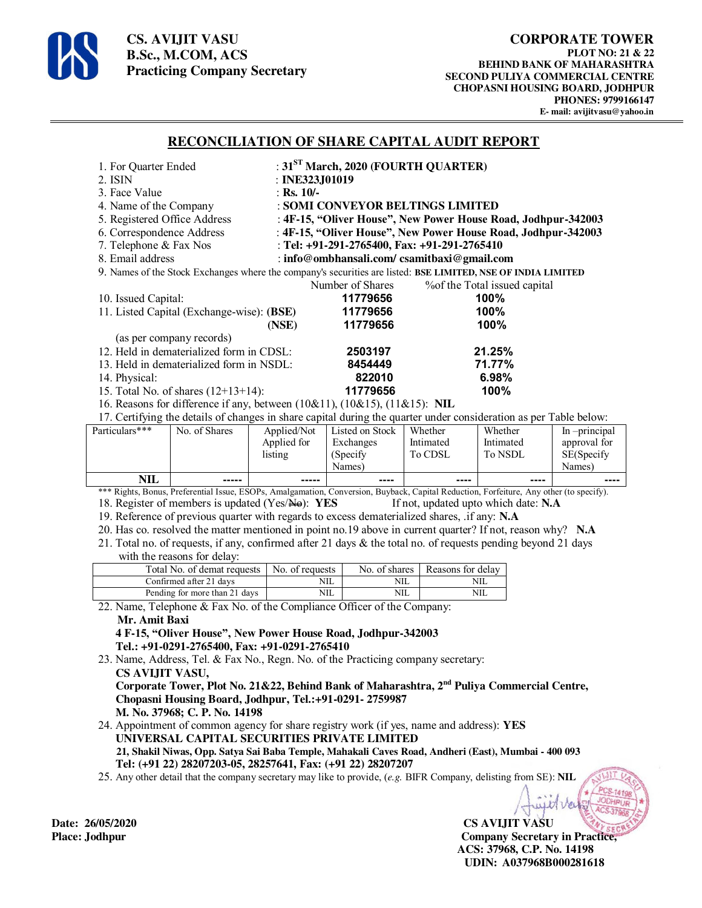**CS. AVIJIT VASU**
**B.Sc., M.COM, ACS**
**Practicing Company Secretary**

**CORPORATE TOWER**
**PLOT NO: 21 & 22**
**BEHIND BANK OF MAHARASHTRA**
**SECOND PULIYA COMMERCIAL CENTRE**
**CHOPASNI HOUSING BOARD, JODHPUR**
**PHONES: 9799166147**
**E- mail: avijitvasu@yahoo.in**

## RECONCILIATION OF SHARE CAPITAL AUDIT REPORT

1. For Quarter Ended : **31ST March, 2020 (FOURTH QUARTER)**
2. ISIN : **INE323J01019**
3. Face Value : **Rs. 10/-**
4. Name of the Company : **SOMI CONVEYOR BELTINGS LIMITED**
5. Registered Office Address : **4F-15, "Oliver House", New Power House Road, Jodhpur-342003**
6. Correspondence Address : **4F-15, "Oliver House", New Power House Road, Jodhpur-342003**
7. Telephone & Fax Nos : **Tel: +91-291-2765400, Fax: +91-291-2765410**
8. Email address : **info@ombhansali.com/ csamitbaxi@gmail.com**
9. Names of the Stock Exchanges where the company's securities are listed: **BSE LIMITED, NSE OF INDIA LIMITED**

| | Number of Shares | %of the Total issued capital |
|---|---|---|
| 10. Issued Capital: | **11779656** | **100%** |
| 11. Listed Capital (Exchange-wise): **(BSE)** | **11779656** | **100%** |
| **(NSE)** | **11779656** | **100%** |
| (as per company records) | | |
| 12. Held in dematerialized form in CDSL: | **2503197** | **21.25%** |
| 13. Held in dematerialized form in NSDL: | **8454449** | **71.77%** |
| 14. Physical: | **822010** | **6.98%** |
| 15. Total No. of shares (12+13+14): | **11779656** | **100%** |

16. Reasons for difference if any, between (10&11), (10&15), (11&15): **NIL**
17. Certifying the details of changes in share capital during the quarter under consideration as per Table below:

| Particulars*** | No. of Shares | Applied/Not Applied for listing | Listed on Stock Exchanges (Specify Names) | Whether Intimated To CDSL | Whether Intimated To NSDL | In –principal approval for SE(Specify Names) |
|---|---|---|---|---|---|---|
| **NIL** | ----- | ----- | ---- | ---- | ---- | ---- |

*** Rights, Bonus, Preferential Issue, ESOPs, Amalgamation, Conversion, Buyback, Capital Reduction, Forfeiture, Any other (to specify).

18. Register of members is updated (Yes/~~No~~): **YES** If not, updated upto which date: **N.A**
19. Reference of previous quarter with regards to excess dematerialized shares, .if any: **N.A**
20. Has co. resolved the matter mentioned in point no.19 above in current quarter? If not, reason why? **N.A**
21. Total no. of requests, if any, confirmed after 21 days & the total no. of requests pending beyond 21 days with the reasons for delay:

| Total No. of demat requests | No. of requests | No. of shares | Reasons for delay |
|---|---|---|---|
| Confirmed after 21 days | NIL | NIL | NIL |
| Pending for more than 21 days | NIL | NIL | NIL |

22. Name, Telephone & Fax No. of the Compliance Officer of the Company:
    **Mr. Amit Baxi**
    **4 F-15, "Oliver House", New Power House Road, Jodhpur-342003**
    **Tel.: +91-0291-2765400, Fax: +91-0291-2765410**
23. Name, Address, Tel. & Fax No., Regn. No. of the Practicing company secretary:
    **CS AVIJIT VASU,**
    **Corporate Tower, Plot No. 21&22, Behind Bank of Maharashtra, 2nd Puliya Commercial Centre, Chopasni Housing Board, Jodhpur, Tel.:+91-0291- 2759987**
    **M. No. 37968; C. P. No. 14198**
24. Appointment of common agency for share registry work (if yes, name and address): **YES**
    **UNIVERSAL CAPITAL SECURITIES PRIVATE LIMITED**
    **21, Shakil Niwas, Opp. Satya Sai Baba Temple, Mahakali Caves Road, Andheri (East), Mumbai - 400 093**
    **Tel: (+91 22) 28207203-05, 28257641, Fax: (+91 22) 28207207**
25. Any other detail that the company secretary may like to provide, (*e.g.* BIFR Company, delisting from SE): **NIL**

**Date: 26/05/2020**
**Place: Jodhpur**

**CS AVIJIT VASU**
**Company Secretary in Practice,**
**ACS: 37968, C.P. No. 14198**
**UDIN: A037968B000281618**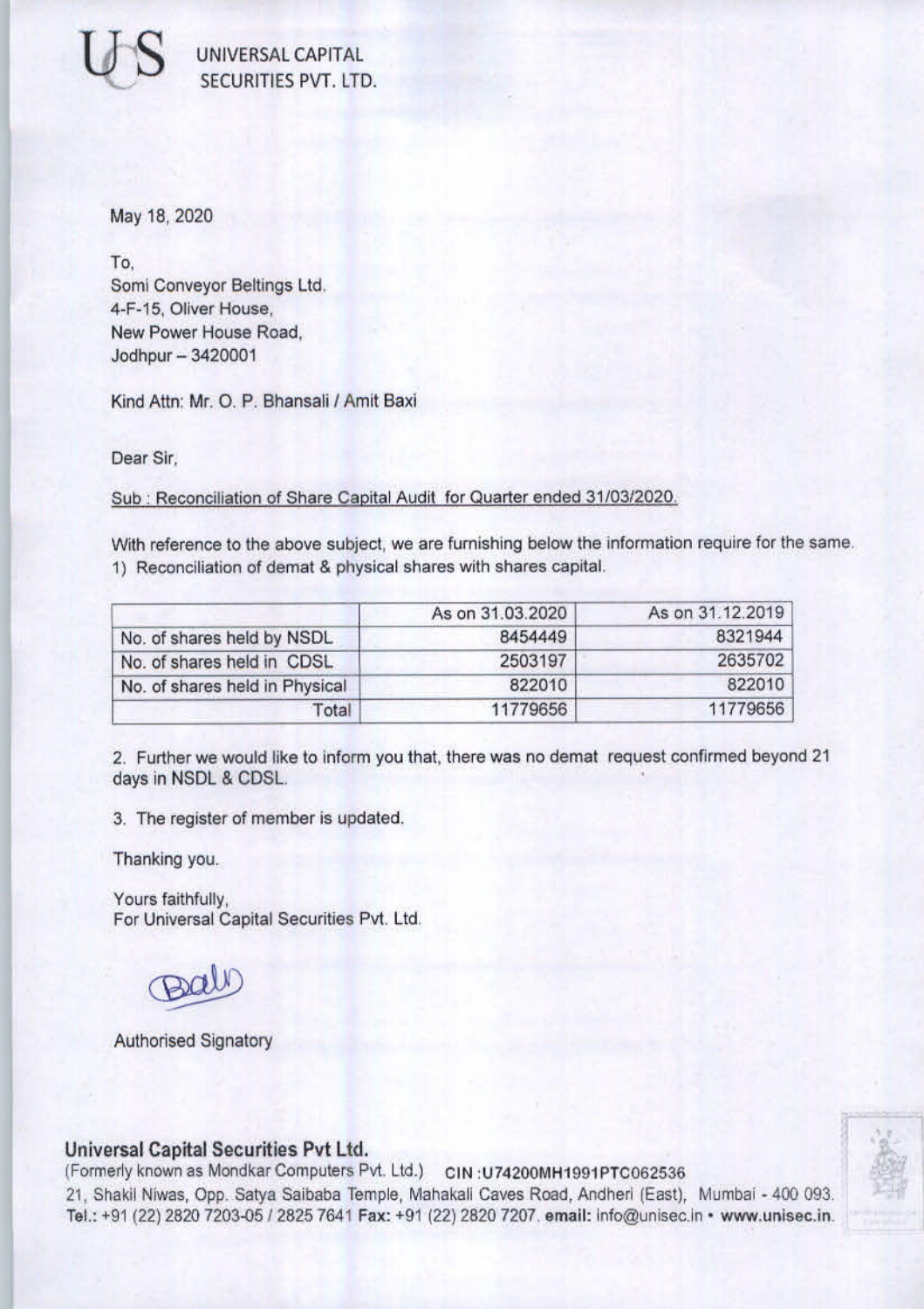UNIVERSAL CAPITAL SECURITIES PVT. LTD.

May 18, 2020

To,
Somi Conveyor Beltings Ltd.
4-F-15, Oliver House,
New Power House Road,
Jodhpur – 3420001

Kind Attn: Mr. O. P. Bhansali / Amit Baxi

Dear Sir,

Sub : Reconciliation of Share Capital Audit for Quarter ended 31/03/2020.

With reference to the above subject, we are furnishing below the information require for the same.

1) Reconciliation of demat & physical shares with shares capital.

| | As on 31.03.2020 | As on 31.12.2019 |
|---|---|---|
| No. of shares held by NSDL | 8454449 | 8321944 |
| No. of shares held in CDSL | 2503197 | 2635702 |
| No. of shares held in Physical | 822010 | 822010 |
| Total | 11779656 | 11779656 |

2. Further we would like to inform you that, there was no demat request confirmed beyond 21 days in NSDL & CDSL.

3. The register of member is updated.

Thanking you.

Yours faithfully,
For Universal Capital Securities Pvt. Ltd.

Authorised Signatory

**Universal Capital Securities Pvt Ltd.**
(Formerly known as Mondkar Computers Pvt. Ltd.) CIN :U74200MH1991PTC062536
21, Shakil Niwas, Opp. Satya Saibaba Temple, Mahakali Caves Road, Andheri (East), Mumbai - 400 093.
Tel.: +91 (22) 2820 7203-05 / 2825 7641 Fax: +91 (22) 2820 7207. email: info@unisec.in • www.unisec.in.